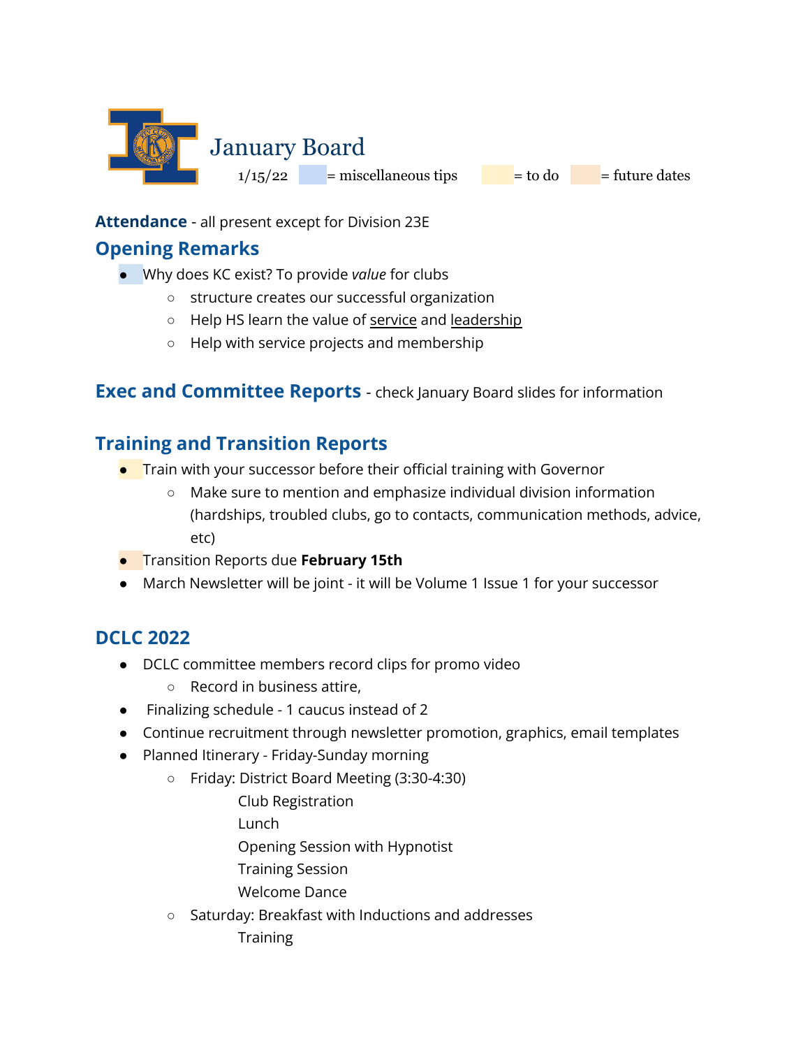# January Board

1/15/22 = miscellaneous tips = to do = future dates

**Attendance** - all present except for Division 23E

## Opening Remarks

- Why does KC exist? To provide *value* for clubs
  - structure creates our successful organization
  - Help HS learn the value of service and leadership
  - Help with service projects and membership

## Exec and Committee Reports - check January Board slides for information

## Training and Transition Reports

- Train with your successor before their official training with Governor
  - Make sure to mention and emphasize individual division information (hardships, troubled clubs, go to contacts, communication methods, advice, etc)
- Transition Reports due **February 15th**
- March Newsletter will be joint - it will be Volume 1 Issue 1 for your successor

## DCLC 2022

- DCLC committee members record clips for promo video
  - Record in business attire,
- Finalizing schedule - 1 caucus instead of 2
- Continue recruitment through newsletter promotion, graphics, email templates
- Planned Itinerary - Friday-Sunday morning
  - Friday: District Board Meeting (3:30-4:30)
    - Club Registration
    - Lunch
    - Opening Session with Hypnotist
    - Training Session
    - Welcome Dance
  - Saturday: Breakfast with Inductions and addresses
    - Training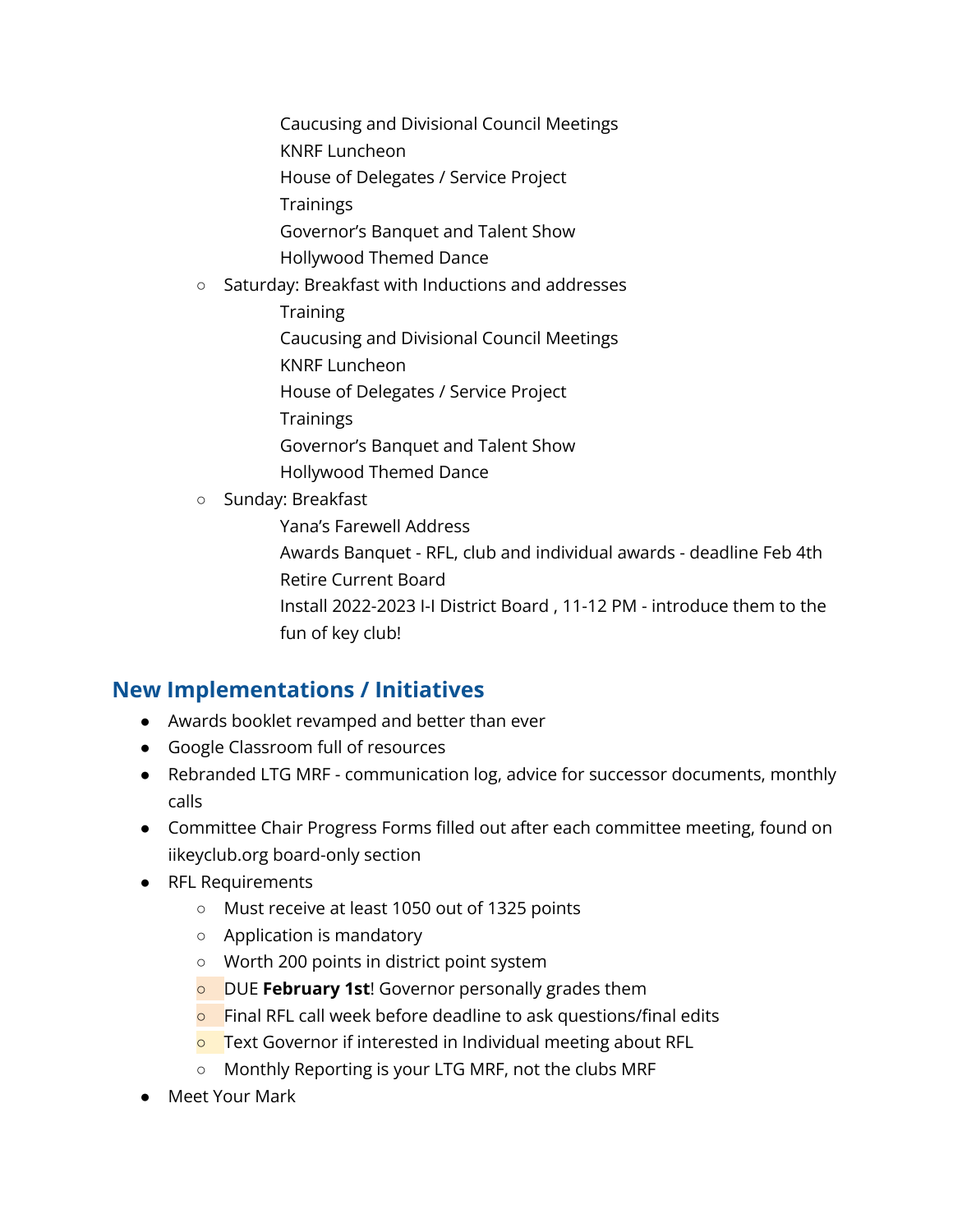Caucusing and Divisional Council Meetings
    KNRF Luncheon
    House of Delegates / Service Project
    Trainings
    Governor's Banquet and Talent Show
    Hollywood Themed Dance

- Saturday: Breakfast with Inductions and addresses
  - Training
  - Caucusing and Divisional Council Meetings
  - KNRF Luncheon
  - House of Delegates / Service Project
  - Trainings
  - Governor's Banquet and Talent Show
  - Hollywood Themed Dance
- Sunday: Breakfast
  - Yana's Farewell Address
  - Awards Banquet - RFL, club and individual awards - deadline Feb 4th
  - Retire Current Board
  - Install 2022-2023 I-I District Board , 11-12 PM - introduce them to the fun of key club!

## New Implementations / Initiatives

- Awards booklet revamped and better than ever
- Google Classroom full of resources
- Rebranded LTG MRF - communication log, advice for successor documents, monthly calls
- Committee Chair Progress Forms filled out after each committee meeting, found on iikeyclub.org board-only section
- RFL Requirements
  - Must receive at least 1050 out of 1325 points
  - Application is mandatory
  - Worth 200 points in district point system
  - DUE **February 1st**! Governor personally grades them
  - Final RFL call week before deadline to ask questions/final edits
  - Text Governor if interested in Individual meeting about RFL
  - Monthly Reporting is your LTG MRF, not the clubs MRF
- Meet Your Mark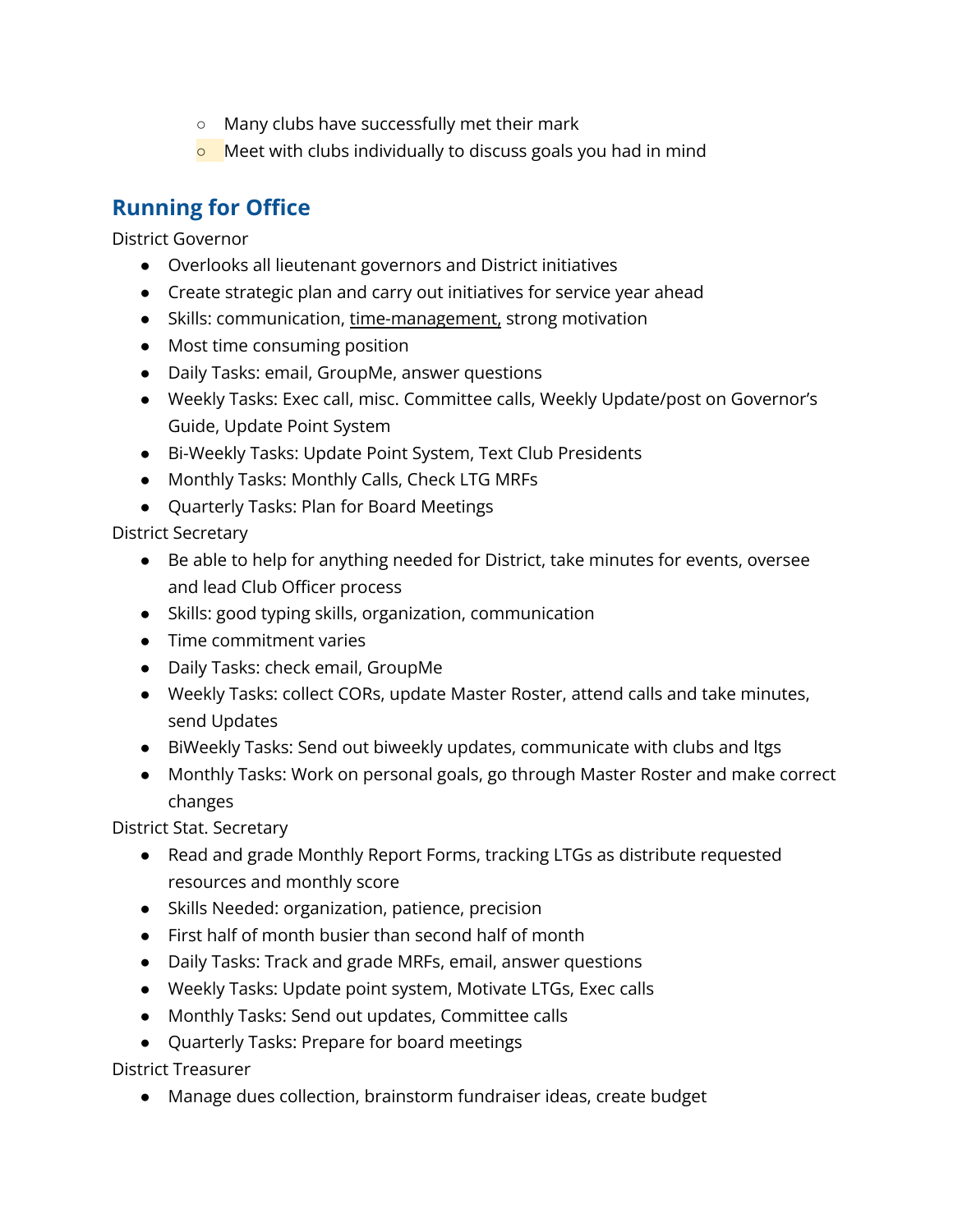- Many clubs have successfully met their mark
    - Meet with clubs individually to discuss goals you had in mind

## Running for Office

District Governor

- Overlooks all lieutenant governors and District initiatives
- Create strategic plan and carry out initiatives for service year ahead
- Skills: communication, time-management, strong motivation
- Most time consuming position
- Daily Tasks: email, GroupMe, answer questions
- Weekly Tasks: Exec call, misc. Committee calls, Weekly Update/post on Governor's Guide, Update Point System
- Bi-Weekly Tasks: Update Point System, Text Club Presidents
- Monthly Tasks: Monthly Calls, Check LTG MRFs
- Quarterly Tasks: Plan for Board Meetings

District Secretary

- Be able to help for anything needed for District, take minutes for events, oversee and lead Club Officer process
- Skills: good typing skills, organization, communication
- Time commitment varies
- Daily Tasks: check email, GroupMe
- Weekly Tasks: collect CORs, update Master Roster, attend calls and take minutes, send Updates
- BiWeekly Tasks: Send out biweekly updates, communicate with clubs and ltgs
- Monthly Tasks: Work on personal goals, go through Master Roster and make correct changes

District Stat. Secretary

- Read and grade Monthly Report Forms, tracking LTGs as distribute requested resources and monthly score
- Skills Needed: organization, patience, precision
- First half of month busier than second half of month
- Daily Tasks: Track and grade MRFs, email, answer questions
- Weekly Tasks: Update point system, Motivate LTGs, Exec calls
- Monthly Tasks: Send out updates, Committee calls
- Quarterly Tasks: Prepare for board meetings

District Treasurer

- Manage dues collection, brainstorm fundraiser ideas, create budget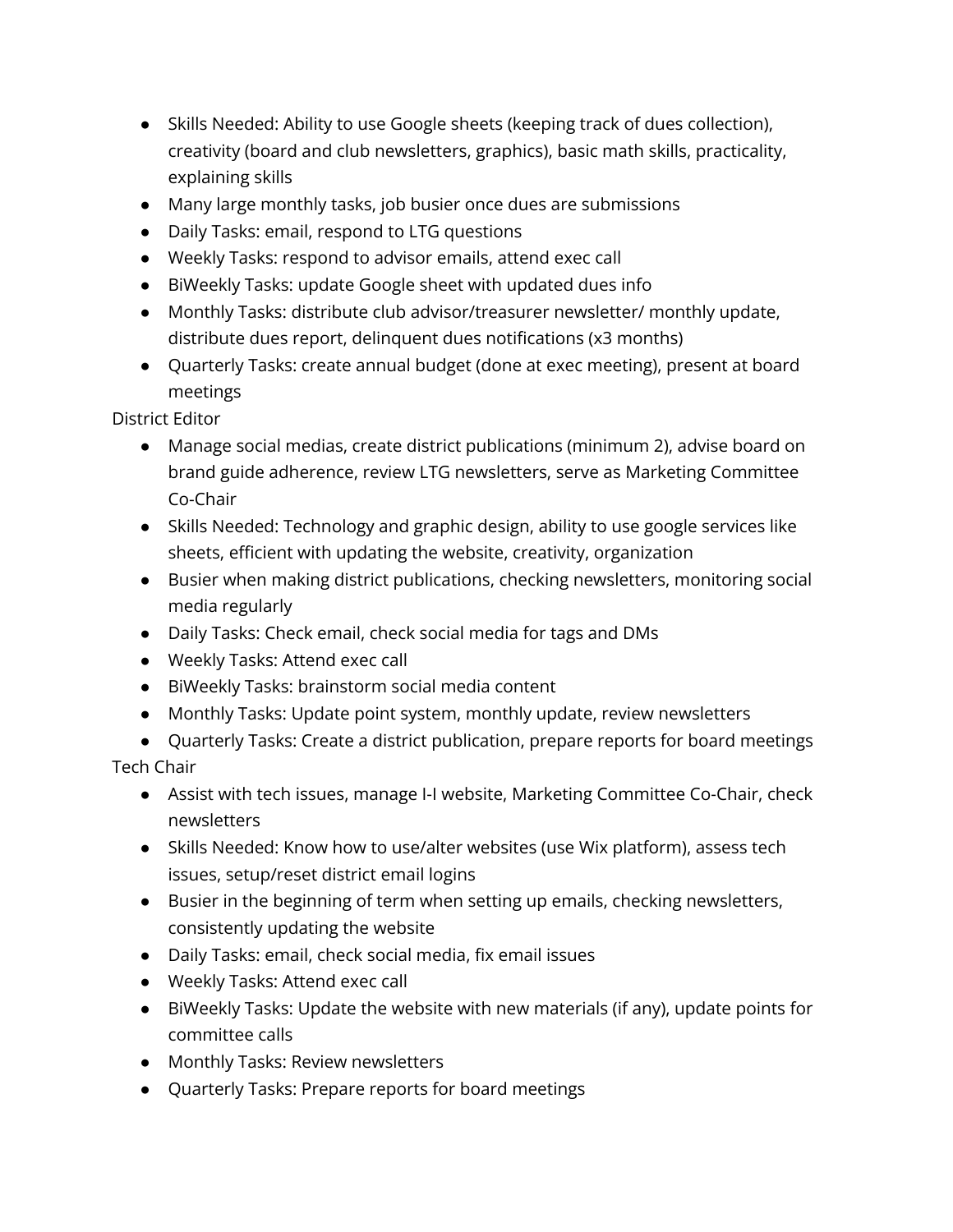- Skills Needed: Ability to use Google sheets (keeping track of dues collection), creativity (board and club newsletters, graphics), basic math skills, practicality, explaining skills
- Many large monthly tasks, job busier once dues are submissions
- Daily Tasks: email, respond to LTG questions
- Weekly Tasks: respond to advisor emails, attend exec call
- BiWeekly Tasks: update Google sheet with updated dues info
- Monthly Tasks: distribute club advisor/treasurer newsletter/ monthly update, distribute dues report, delinquent dues notifications (x3 months)
- Quarterly Tasks: create annual budget (done at exec meeting), present at board meetings

District Editor

- Manage social medias, create district publications (minimum 2), advise board on brand guide adherence, review LTG newsletters, serve as Marketing Committee Co-Chair
- Skills Needed: Technology and graphic design, ability to use google services like sheets, efficient with updating the website, creativity, organization
- Busier when making district publications, checking newsletters, monitoring social media regularly
- Daily Tasks: Check email, check social media for tags and DMs
- Weekly Tasks: Attend exec call
- BiWeekly Tasks: brainstorm social media content
- Monthly Tasks: Update point system, monthly update, review newsletters
- Quarterly Tasks: Create a district publication, prepare reports for board meetings

Tech Chair

- Assist with tech issues, manage I-I website, Marketing Committee Co-Chair, check newsletters
- Skills Needed: Know how to use/alter websites (use Wix platform), assess tech issues, setup/reset district email logins
- Busier in the beginning of term when setting up emails, checking newsletters, consistently updating the website
- Daily Tasks: email, check social media, fix email issues
- Weekly Tasks: Attend exec call
- BiWeekly Tasks: Update the website with new materials (if any), update points for committee calls
- Monthly Tasks: Review newsletters
- Quarterly Tasks: Prepare reports for board meetings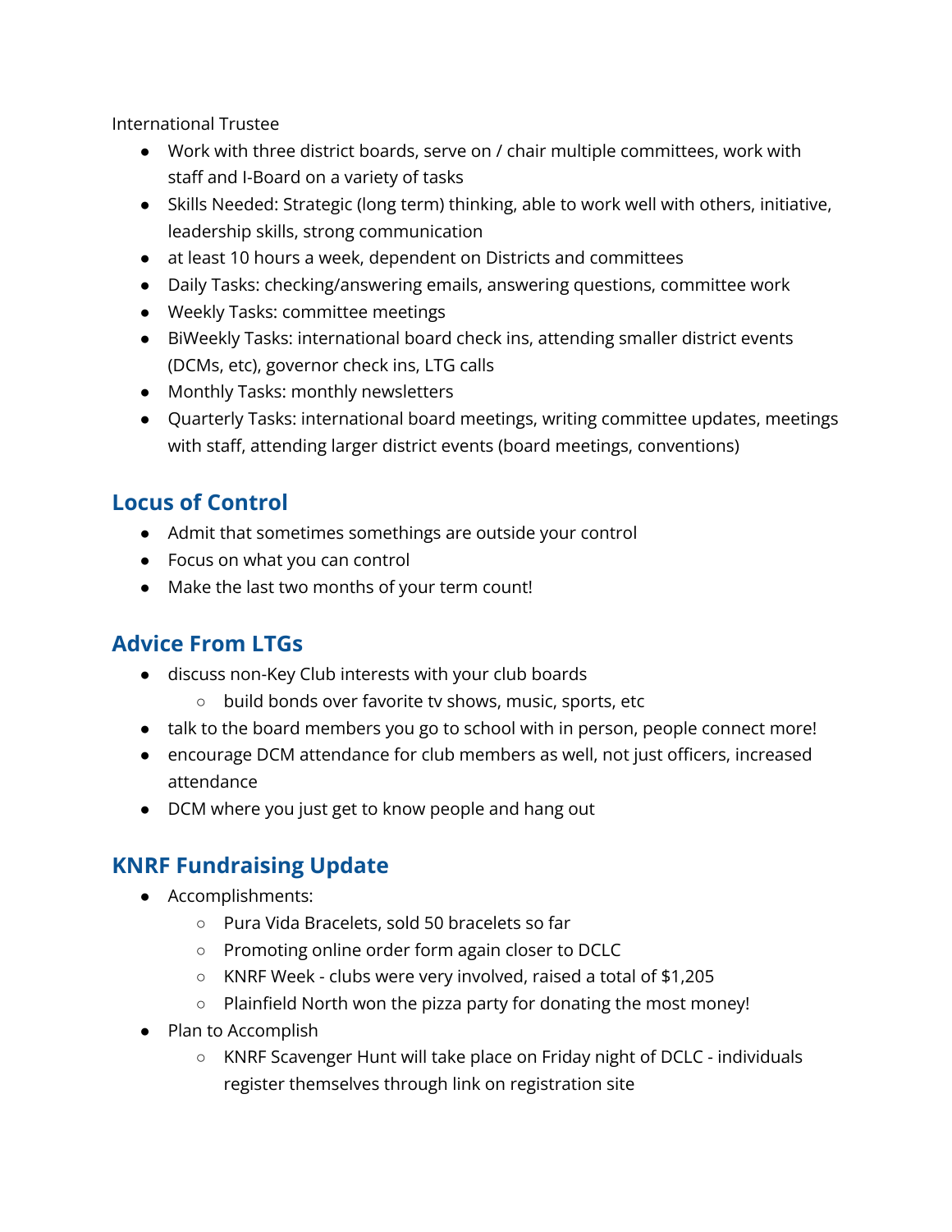International Trustee

- Work with three district boards, serve on / chair multiple committees, work with staff and I-Board on a variety of tasks
- Skills Needed: Strategic (long term) thinking, able to work well with others, initiative, leadership skills, strong communication
- at least 10 hours a week, dependent on Districts and committees
- Daily Tasks: checking/answering emails, answering questions, committee work
- Weekly Tasks: committee meetings
- BiWeekly Tasks: international board check ins, attending smaller district events (DCMs, etc), governor check ins, LTG calls
- Monthly Tasks: monthly newsletters
- Quarterly Tasks: international board meetings, writing committee updates, meetings with staff, attending larger district events (board meetings, conventions)

## Locus of Control

- Admit that sometimes somethings are outside your control
- Focus on what you can control
- Make the last two months of your term count!

## Advice From LTGs

- discuss non-Key Club interests with your club boards
  - build bonds over favorite tv shows, music, sports, etc
- talk to the board members you go to school with in person, people connect more!
- encourage DCM attendance for club members as well, not just officers, increased attendance
- DCM where you just get to know people and hang out

## KNRF Fundraising Update

- Accomplishments:
  - Pura Vida Bracelets, sold 50 bracelets so far
  - Promoting online order form again closer to DCLC
  - KNRF Week - clubs were very involved, raised a total of $1,205
  - Plainfield North won the pizza party for donating the most money!
- Plan to Accomplish
  - KNRF Scavenger Hunt will take place on Friday night of DCLC - individuals register themselves through link on registration site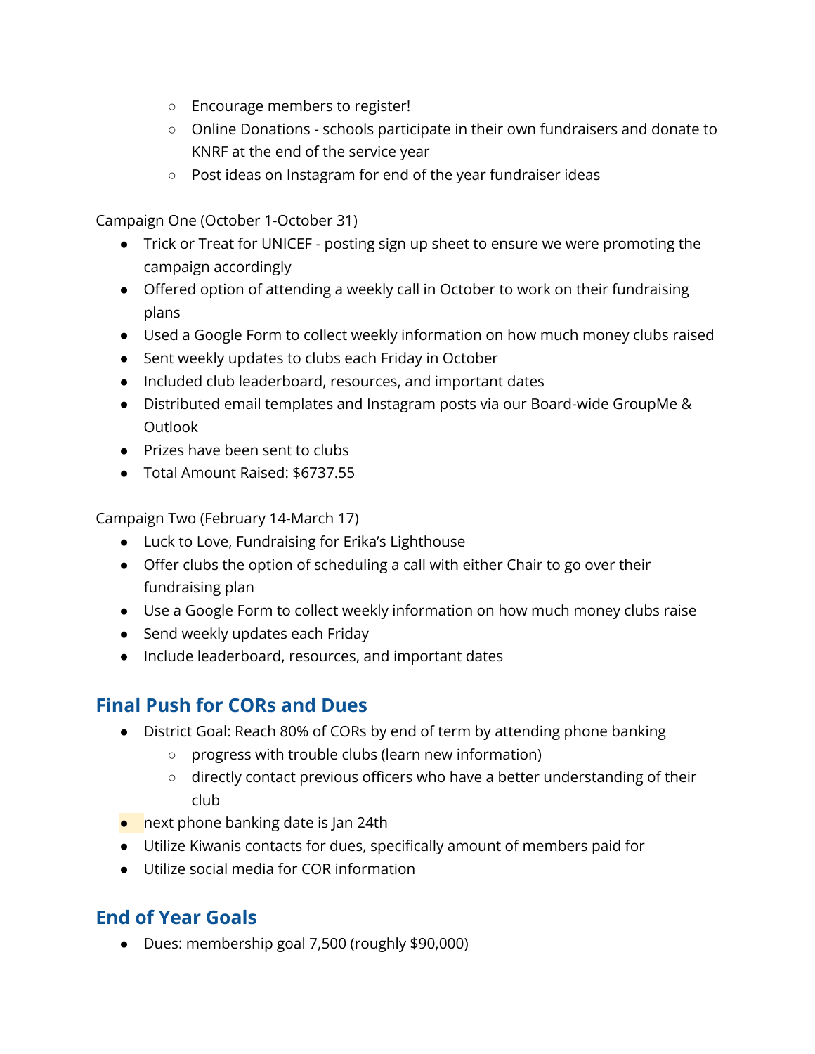- Encourage members to register!
    - Online Donations - schools participate in their own fundraisers and donate to KNRF at the end of the service year
    - Post ideas on Instagram for end of the year fundraiser ideas

Campaign One (October 1-October 31)

- Trick or Treat for UNICEF - posting sign up sheet to ensure we were promoting the campaign accordingly
- Offered option of attending a weekly call in October to work on their fundraising plans
- Used a Google Form to collect weekly information on how much money clubs raised
- Sent weekly updates to clubs each Friday in October
- Included club leaderboard, resources, and important dates
- Distributed email templates and Instagram posts via our Board-wide GroupMe & Outlook
- Prizes have been sent to clubs
- Total Amount Raised: $6737.55

Campaign Two (February 14-March 17)

- Luck to Love, Fundraising for Erika's Lighthouse
- Offer clubs the option of scheduling a call with either Chair to go over their fundraising plan
- Use a Google Form to collect weekly information on how much money clubs raise
- Send weekly updates each Friday
- Include leaderboard, resources, and important dates

## Final Push for CORs and Dues

- District Goal: Reach 80% of CORs by end of term by attending phone banking
    - progress with trouble clubs (learn new information)
    - directly contact previous officers who have a better understanding of their club
- next phone banking date is Jan 24th
- Utilize Kiwanis contacts for dues, specifically amount of members paid for
- Utilize social media for COR information

## End of Year Goals

- Dues: membership goal 7,500 (roughly $90,000)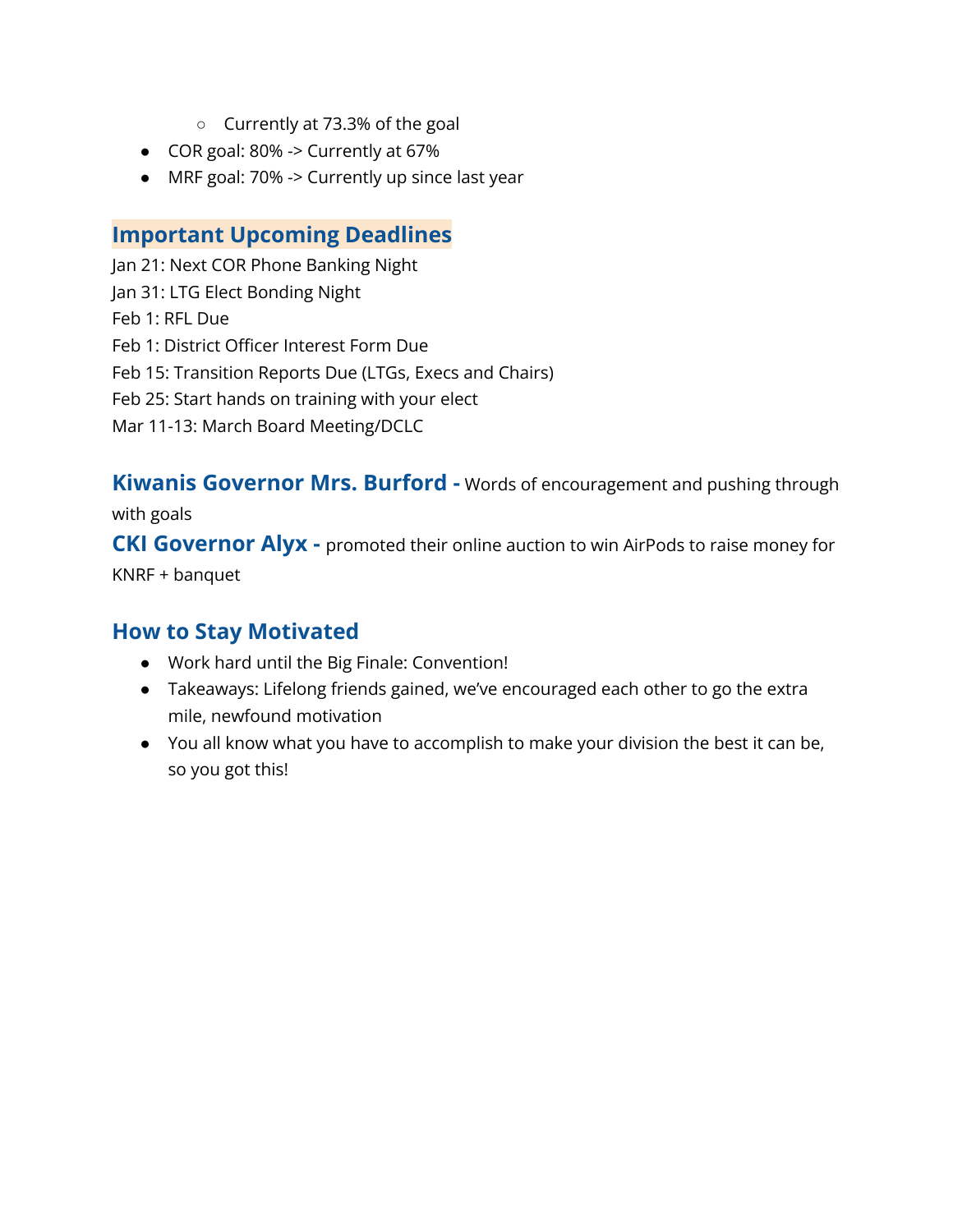- Currently at 73.3% of the goal
- COR goal: 80% -> Currently at 67%
- MRF goal: 70% -> Currently up since last year

## Important Upcoming Deadlines

Jan 21: Next COR Phone Banking Night
Jan 31: LTG Elect Bonding Night
Feb 1: RFL Due
Feb 1: District Officer Interest Form Due
Feb 15: Transition Reports Due (LTGs, Execs and Chairs)
Feb 25: Start hands on training with your elect
Mar 11-13: March Board Meeting/DCLC

**Kiwanis Governor Mrs. Burford -** Words of encouragement and pushing through with goals

**CKI Governor Alyx -** promoted their online auction to win AirPods to raise money for KNRF + banquet

## How to Stay Motivated

- Work hard until the Big Finale: Convention!
- Takeaways: Lifelong friends gained, we've encouraged each other to go the extra mile, newfound motivation
- You all know what you have to accomplish to make your division the best it can be, so you got this!